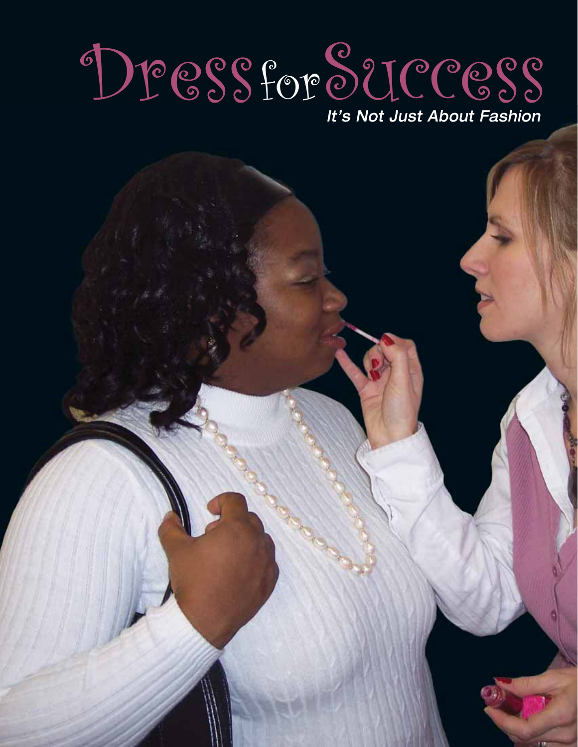# Dress for Success

*It's Not Just About Fashion*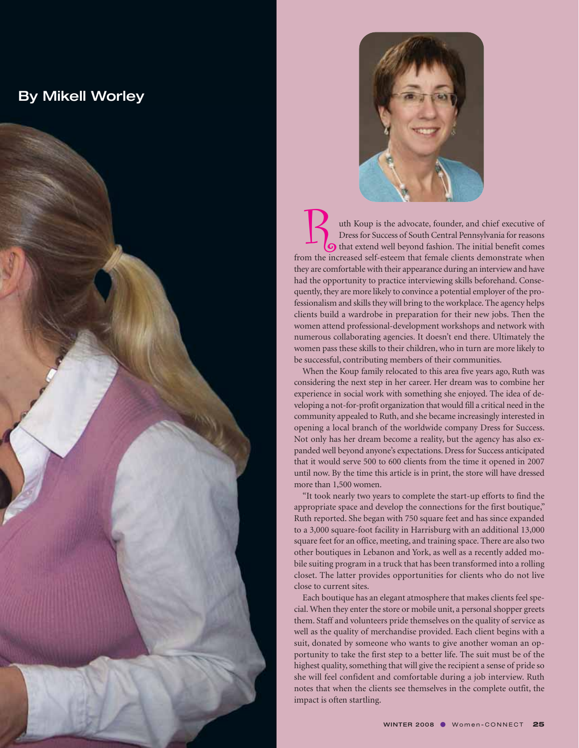By Mikell Worley

Ruth Koup is the advocate, founder, and chief executive of Dress for Success of South Central Pennsylvania for reasons that extend well beyond fashion. The initial benefit comes from the increased self-esteem that female clients demonstrate when they are comfortable with their appearance during an interview and have had the opportunity to practice interviewing skills beforehand. Consequently, they are more likely to convince a potential employer of the professionalism and skills they will bring to the workplace. The agency helps clients build a wardrobe in preparation for their new jobs. Then the women attend professional-development workshops and network with numerous collaborating agencies. It doesn't end there. Ultimately the women pass these skills to their children, who in turn are more likely to be successful, contributing members of their communities.

When the Koup family relocated to this area five years ago, Ruth was considering the next step in her career. Her dream was to combine her experience in social work with something she enjoyed. The idea of developing a not-for-profit organization that would fill a critical need in the community appealed to Ruth, and she became increasingly interested in opening a local branch of the worldwide company Dress for Success. Not only has her dream become a reality, but the agency has also expanded well beyond anyone's expectations. Dress for Success anticipated that it would serve 500 to 600 clients from the time it opened in 2007 until now. By the time this article is in print, the store will have dressed more than 1,500 women.

"It took nearly two years to complete the start-up efforts to find the appropriate space and develop the connections for the first boutique," Ruth reported. She began with 750 square feet and has since expanded to a 3,000 square-foot facility in Harrisburg with an additional 13,000 square feet for an office, meeting, and training space. There are also two other boutiques in Lebanon and York, as well as a recently added mobile suiting program in a truck that has been transformed into a rolling closet. The latter provides opportunities for clients who do not live close to current sites.

Each boutique has an elegant atmosphere that makes clients feel special. When they enter the store or mobile unit, a personal shopper greets them. Staff and volunteers pride themselves on the quality of service as well as the quality of merchandise provided. Each client begins with a suit, donated by someone who wants to give another woman an opportunity to take the first step to a better life. The suit must be of the highest quality, something that will give the recipient a sense of pride so she will feel confident and comfortable during a job interview. Ruth notes that when the clients see themselves in the complete outfit, the impact is often startling.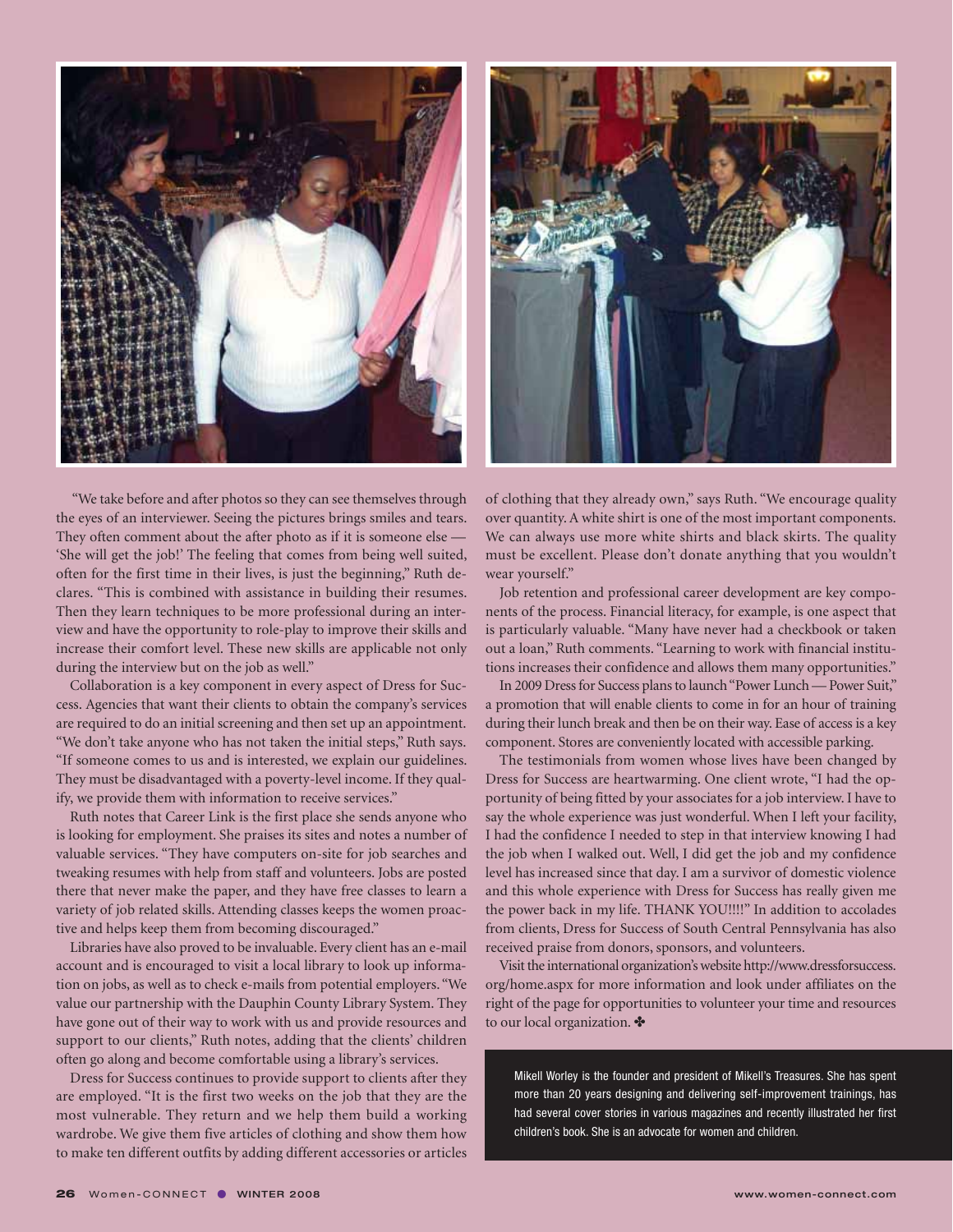"We take before and after photos so they can see themselves through the eyes of an interviewer. Seeing the pictures brings smiles and tears. They often comment about the after photo as if it is someone else — 'She will get the job!' The feeling that comes from being well suited, often for the first time in their lives, is just the beginning," Ruth declares. "This is combined with assistance in building their resumes. Then they learn techniques to be more professional during an interview and have the opportunity to role-play to improve their skills and increase their comfort level. These new skills are applicable not only during the interview but on the job as well."

Collaboration is a key component in every aspect of Dress for Success. Agencies that want their clients to obtain the company's services are required to do an initial screening and then set up an appointment. "We don't take anyone who has not taken the initial steps," Ruth says. "If someone comes to us and is interested, we explain our guidelines. They must be disadvantaged with a poverty-level income. If they qualify, we provide them with information to receive services."

Ruth notes that Career Link is the first place she sends anyone who is looking for employment. She praises its sites and notes a number of valuable services. "They have computers on-site for job searches and tweaking resumes with help from staff and volunteers. Jobs are posted there that never make the paper, and they have free classes to learn a variety of job related skills. Attending classes keeps the women proactive and helps keep them from becoming discouraged."

Libraries have also proved to be invaluable. Every client has an e-mail account and is encouraged to visit a local library to look up information on jobs, as well as to check e-mails from potential employers. "We value our partnership with the Dauphin County Library System. They have gone out of their way to work with us and provide resources and support to our clients," Ruth notes, adding that the clients' children often go along and become comfortable using a library's services.

Dress for Success continues to provide support to clients after they are employed. "It is the first two weeks on the job that they are the most vulnerable. They return and we help them build a working wardrobe. We give them five articles of clothing and show them how to make ten different outfits by adding different accessories or articles of clothing that they already own," says Ruth. "We encourage quality over quantity. A white shirt is one of the most important components. We can always use more white shirts and black skirts. The quality must be excellent. Please don't donate anything that you wouldn't wear yourself."

Job retention and professional career development are key components of the process. Financial literacy, for example, is one aspect that is particularly valuable. "Many have never had a checkbook or taken out a loan," Ruth comments. "Learning to work with financial institutions increases their confidence and allows them many opportunities."

In 2009 Dress for Success plans to launch "Power Lunch — Power Suit," a promotion that will enable clients to come in for an hour of training during their lunch break and then be on their way. Ease of access is a key component. Stores are conveniently located with accessible parking.

The testimonials from women whose lives have been changed by Dress for Success are heartwarming. One client wrote, "I had the opportunity of being fitted by your associates for a job interview. I have to say the whole experience was just wonderful. When I left your facility, I had the confidence I needed to step in that interview knowing I had the job when I walked out. Well, I did get the job and my confidence level has increased since that day. I am a survivor of domestic violence and this whole experience with Dress for Success has really given me the power back in my life. THANK YOU!!!!" In addition to accolades from clients, Dress for Success of South Central Pennsylvania has also received praise from donors, sponsors, and volunteers.

Visit the international organization's website http://www.dressforsuccess.org/home.aspx for more information and look under affiliates on the right of the page for opportunities to volunteer your time and resources to our local organization. ✤

Mikell Worley is the founder and president of Mikell's Treasures. She has spent more than 20 years designing and delivering self-improvement trainings, has had several cover stories in various magazines and recently illustrated her first children's book. She is an advocate for women and children.